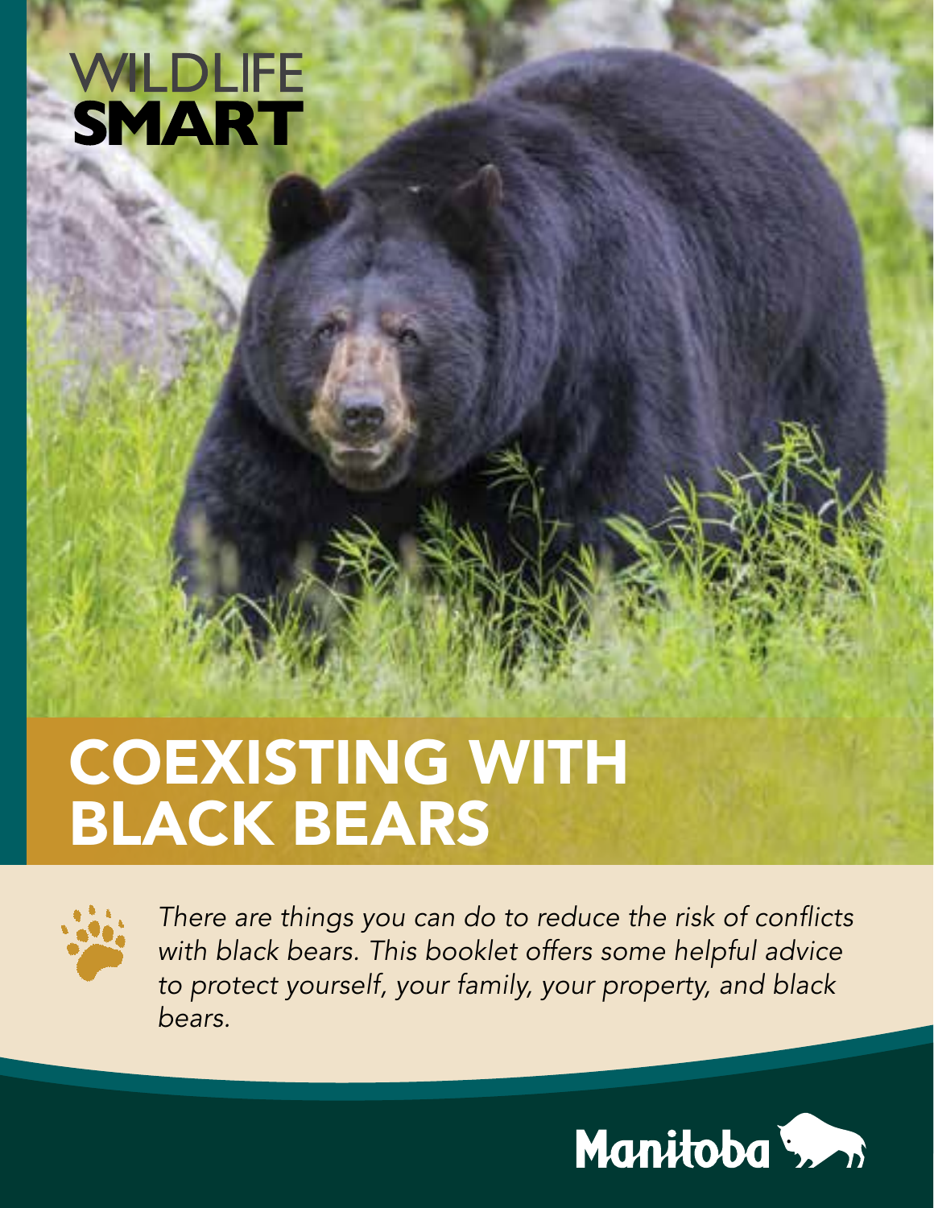WILDLIFE
**SMART**

# COEXISTING WITH BLACK BEARS

*There are things you can do to reduce the risk of conflicts with black bears. This booklet offers some helpful advice to protect yourself, your family, your property, and black bears.*

Manitoba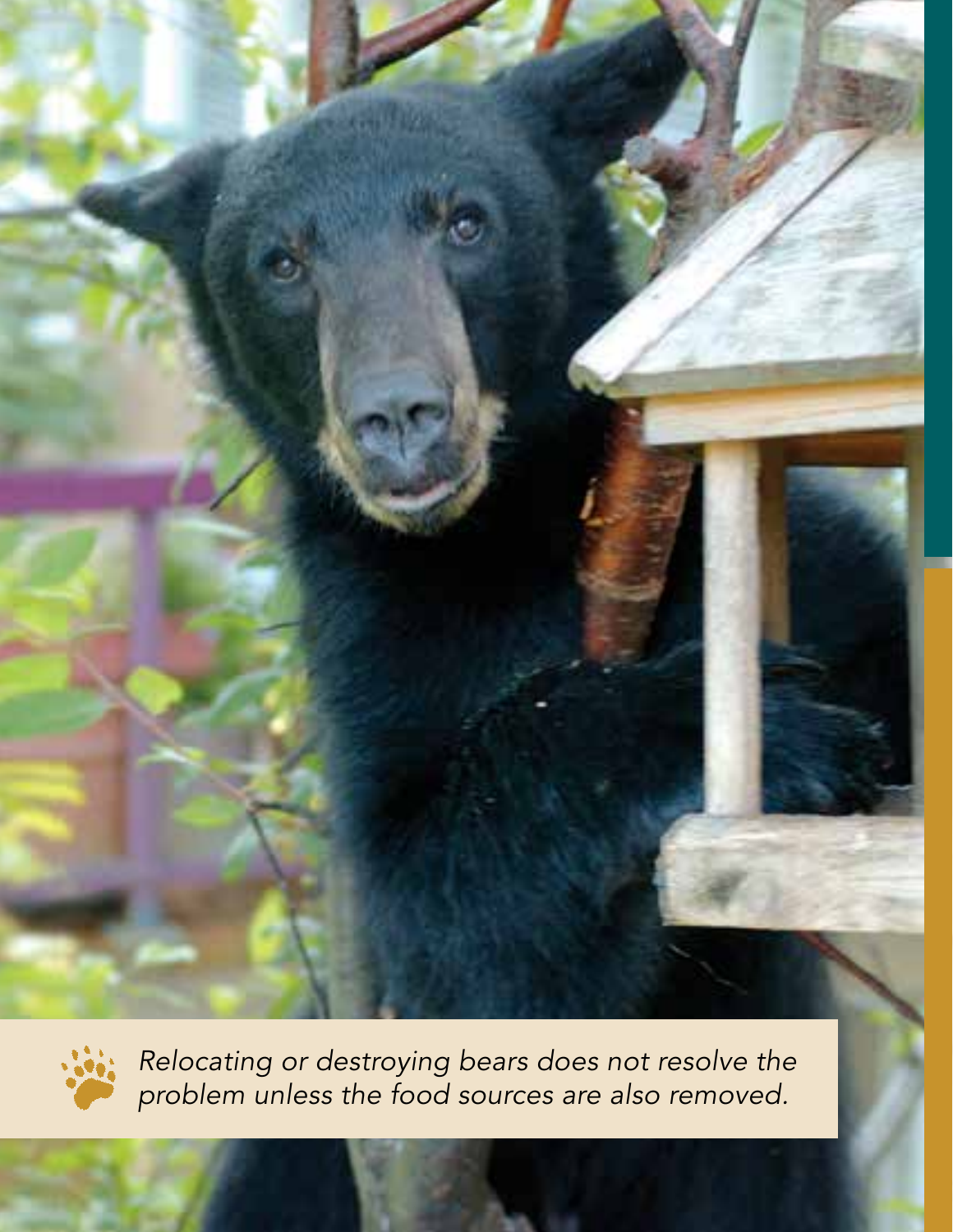*Relocating or destroying bears does not resolve the problem unless the food sources are also removed.*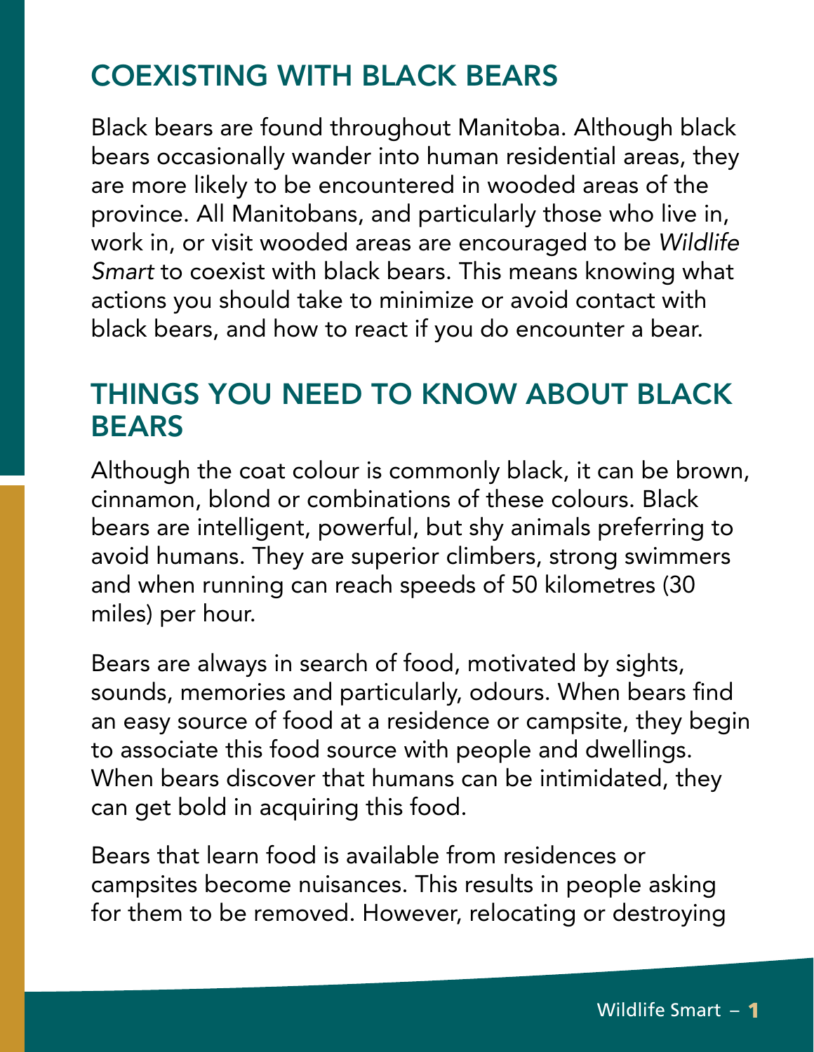## COEXISTING WITH BLACK BEARS

Black bears are found throughout Manitoba. Although black bears occasionally wander into human residential areas, they are more likely to be encountered in wooded areas of the province. All Manitobans, and particularly those who live in, work in, or visit wooded areas are encouraged to be *Wildlife Smart* to coexist with black bears. This means knowing what actions you should take to minimize or avoid contact with black bears, and how to react if you do encounter a bear.

## THINGS YOU NEED TO KNOW ABOUT BLACK BEARS

Although the coat colour is commonly black, it can be brown, cinnamon, blond or combinations of these colours. Black bears are intelligent, powerful, but shy animals preferring to avoid humans. They are superior climbers, strong swimmers and when running can reach speeds of 50 kilometres (30 miles) per hour.

Bears are always in search of food, motivated by sights, sounds, memories and particularly, odours. When bears find an easy source of food at a residence or campsite, they begin to associate this food source with people and dwellings. When bears discover that humans can be intimidated, they can get bold in acquiring this food.

Bears that learn food is available from residences or campsites become nuisances. This results in people asking for them to be removed. However, relocating or destroying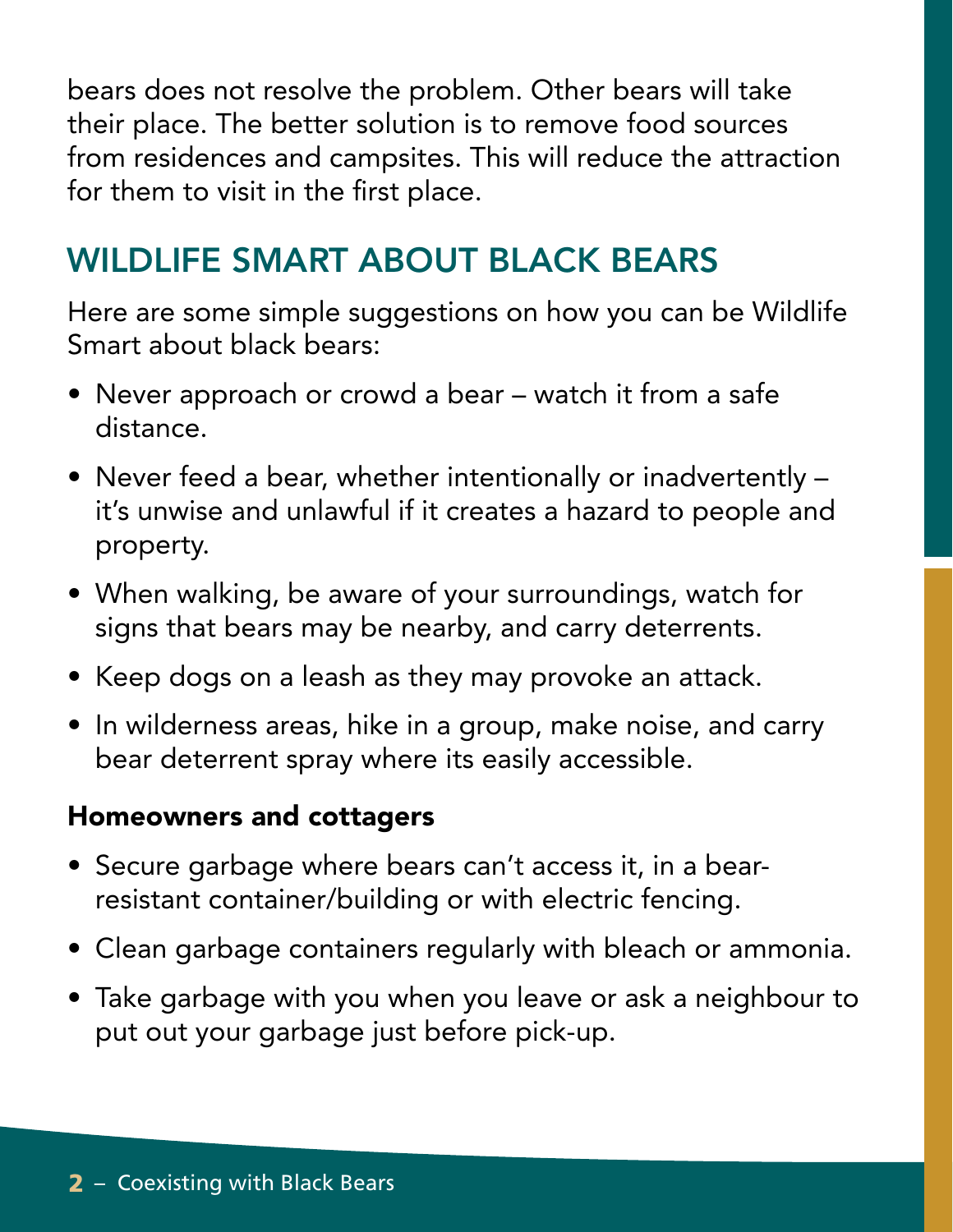bears does not resolve the problem. Other bears will take their place. The better solution is to remove food sources from residences and campsites. This will reduce the attraction for them to visit in the first place.

## WILDLIFE SMART ABOUT BLACK BEARS

Here are some simple suggestions on how you can be Wildlife Smart about black bears:

- Never approach or crowd a bear – watch it from a safe distance.
- Never feed a bear, whether intentionally or inadvertently – it's unwise and unlawful if it creates a hazard to people and property.
- When walking, be aware of your surroundings, watch for signs that bears may be nearby, and carry deterrents.
- Keep dogs on a leash as they may provoke an attack.
- In wilderness areas, hike in a group, make noise, and carry bear deterrent spray where its easily accessible.

### Homeowners and cottagers

- Secure garbage where bears can't access it, in a bear-resistant container/building or with electric fencing.
- Clean garbage containers regularly with bleach or ammonia.
- Take garbage with you when you leave or ask a neighbour to put out your garbage just before pick-up.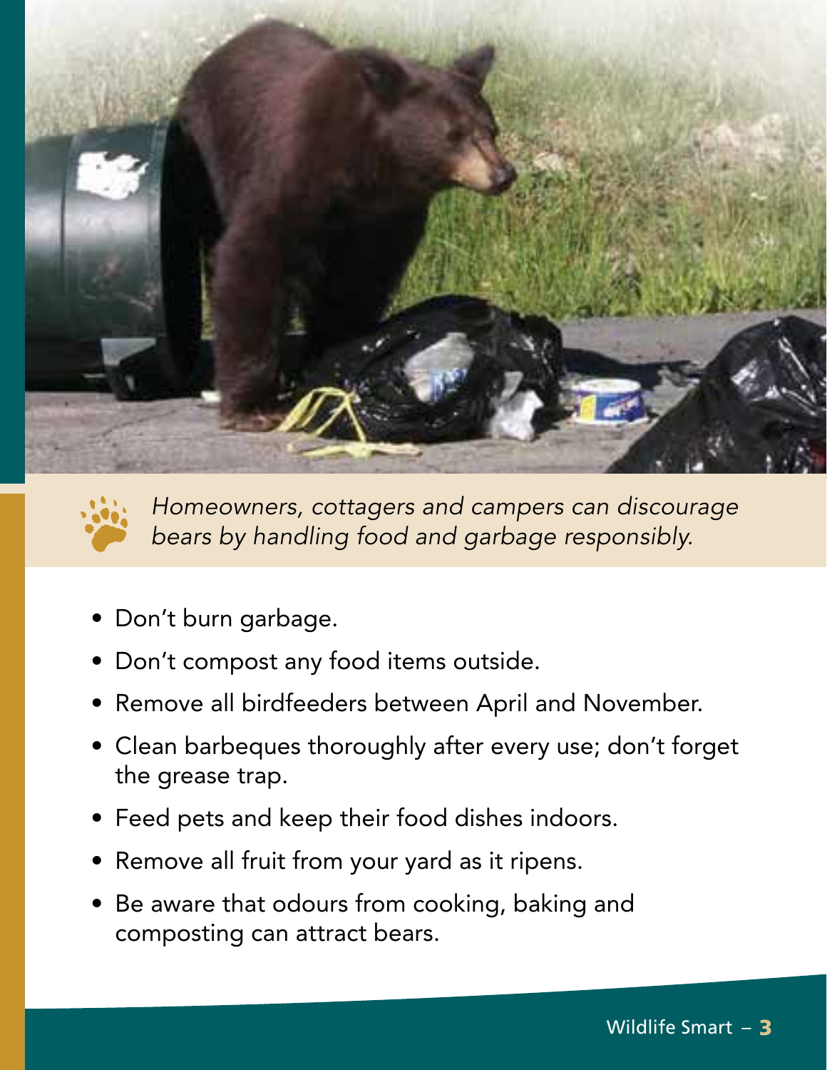*Homeowners, cottagers and campers can discourage bears by handling food and garbage responsibly.*

- Don't burn garbage.
- Don't compost any food items outside.
- Remove all birdfeeders between April and November.
- Clean barbeques thoroughly after every use; don't forget the grease trap.
- Feed pets and keep their food dishes indoors.
- Remove all fruit from your yard as it ripens.
- Be aware that odours from cooking, baking and composting can attract bears.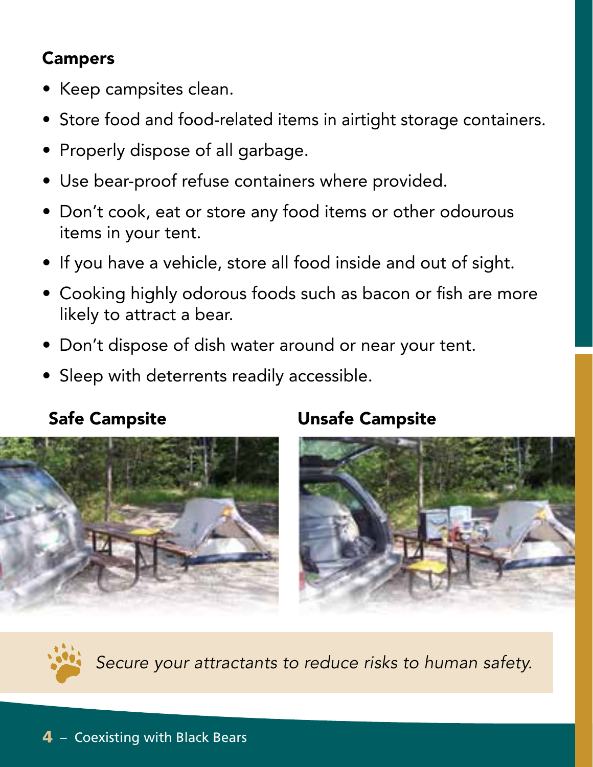## Campers

- Keep campsites clean.
- Store food and food-related items in airtight storage containers.
- Properly dispose of all garbage.
- Use bear-proof refuse containers where provided.
- Don't cook, eat or store any food items or other odourous items in your tent.
- If you have a vehicle, store all food inside and out of sight.
- Cooking highly odorous foods such as bacon or fish are more likely to attract a bear.
- Don't dispose of dish water around or near your tent.
- Sleep with deterrents readily accessible.

**Safe Campsite**

**Unsafe Campsite**

*Secure your attractants to reduce risks to human safety.*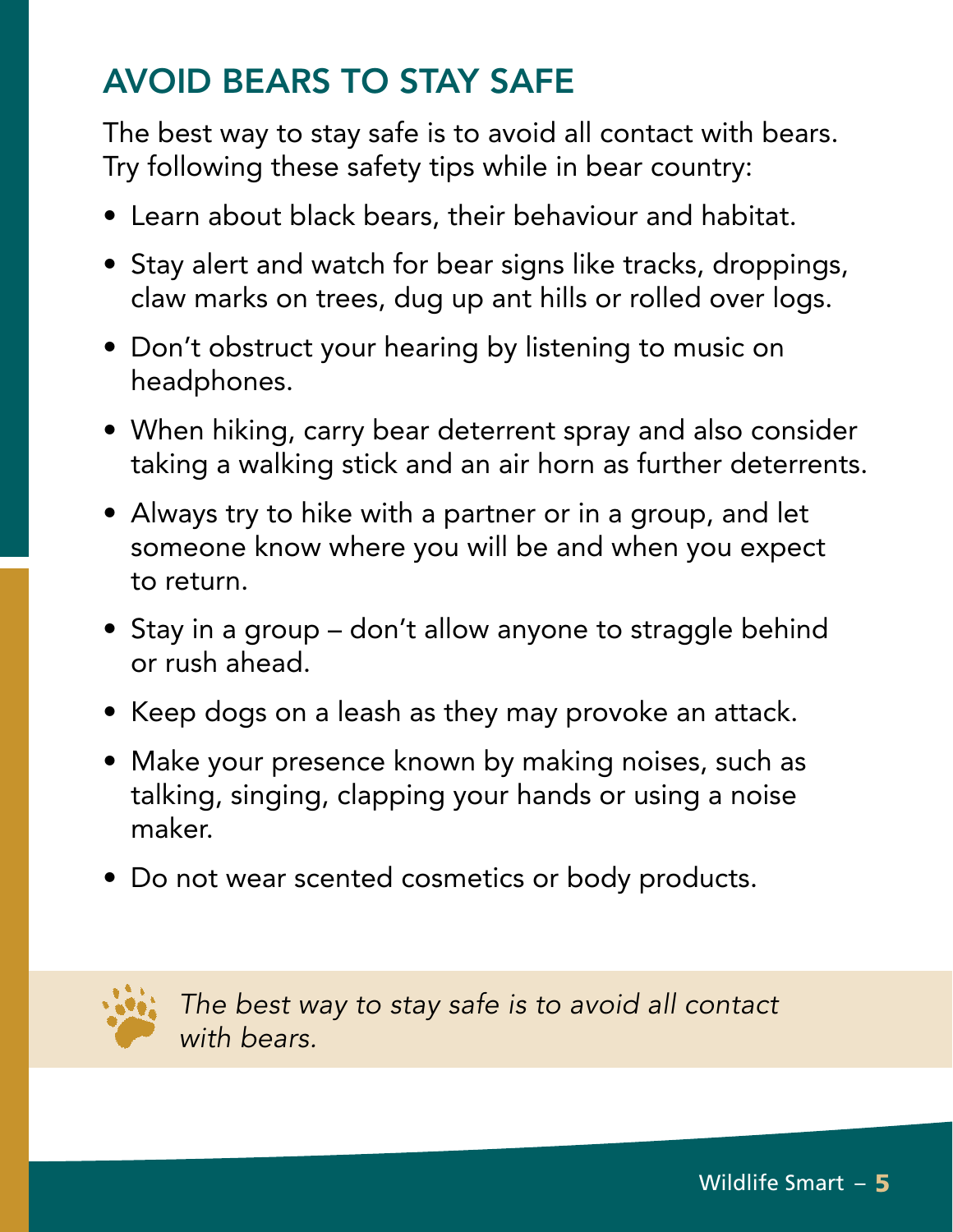## AVOID BEARS TO STAY SAFE

The best way to stay safe is to avoid all contact with bears. Try following these safety tips while in bear country:

- Learn about black bears, their behaviour and habitat.
- Stay alert and watch for bear signs like tracks, droppings, claw marks on trees, dug up ant hills or rolled over logs.
- Don't obstruct your hearing by listening to music on headphones.
- When hiking, carry bear deterrent spray and also consider taking a walking stick and an air horn as further deterrents.
- Always try to hike with a partner or in a group, and let someone know where you will be and when you expect to return.
- Stay in a group – don't allow anyone to straggle behind or rush ahead.
- Keep dogs on a leash as they may provoke an attack.
- Make your presence known by making noises, such as talking, singing, clapping your hands or using a noise maker.
- Do not wear scented cosmetics or body products.

*The best way to stay safe is to avoid all contact with bears.*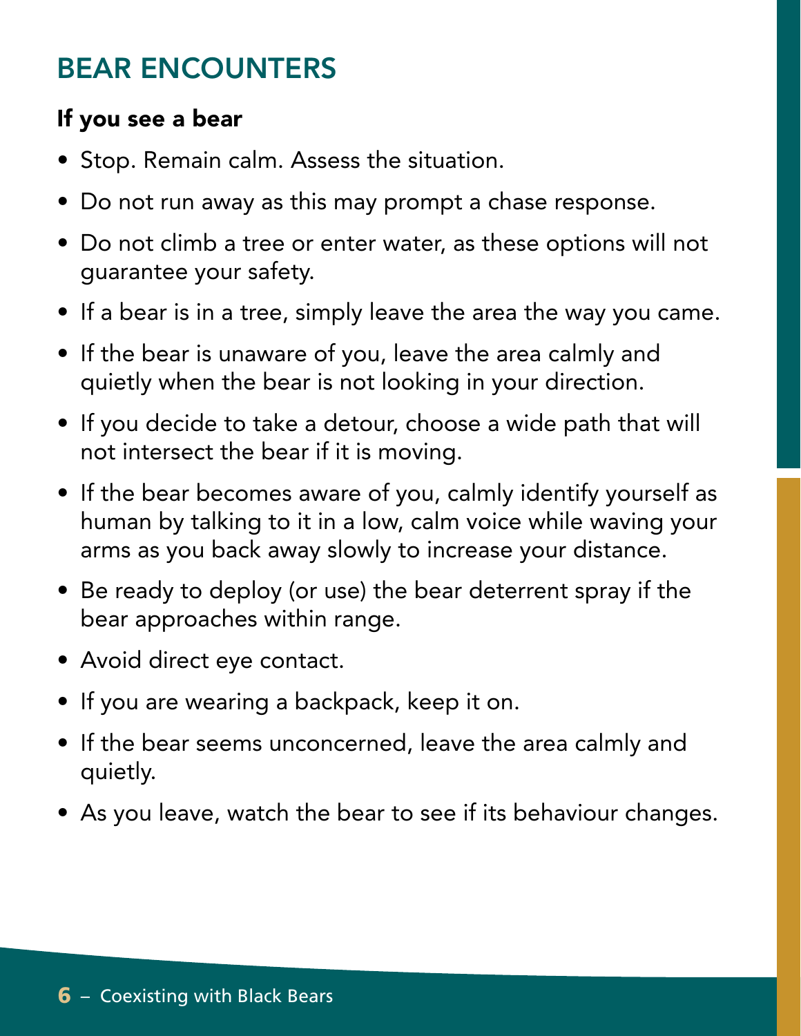## BEAR ENCOUNTERS

### If you see a bear

- Stop. Remain calm. Assess the situation.
- Do not run away as this may prompt a chase response.
- Do not climb a tree or enter water, as these options will not guarantee your safety.
- If a bear is in a tree, simply leave the area the way you came.
- If the bear is unaware of you, leave the area calmly and quietly when the bear is not looking in your direction.
- If you decide to take a detour, choose a wide path that will not intersect the bear if it is moving.
- If the bear becomes aware of you, calmly identify yourself as human by talking to it in a low, calm voice while waving your arms as you back away slowly to increase your distance.
- Be ready to deploy (or use) the bear deterrent spray if the bear approaches within range.
- Avoid direct eye contact.
- If you are wearing a backpack, keep it on.
- If the bear seems unconcerned, leave the area calmly and quietly.
- As you leave, watch the bear to see if its behaviour changes.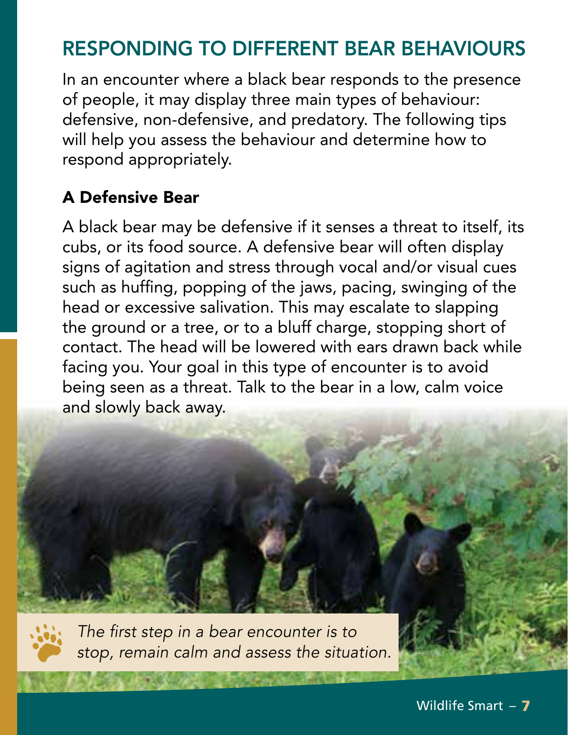## RESPONDING TO DIFFERENT BEAR BEHAVIOURS

In an encounter where a black bear responds to the presence of people, it may display three main types of behaviour: defensive, non-defensive, and predatory. The following tips will help you assess the behaviour and determine how to respond appropriately.

### A Defensive Bear

A black bear may be defensive if it senses a threat to itself, its cubs, or its food source. A defensive bear will often display signs of agitation and stress through vocal and/or visual cues such as huffing, popping of the jaws, pacing, swinging of the head or excessive salivation. This may escalate to slapping the ground or a tree, or to a bluff charge, stopping short of contact. The head will be lowered with ears drawn back while facing you. Your goal in this type of encounter is to avoid being seen as a threat. Talk to the bear in a low, calm voice and slowly back away.

*The first step in a bear encounter is to stop, remain calm and assess the situation.*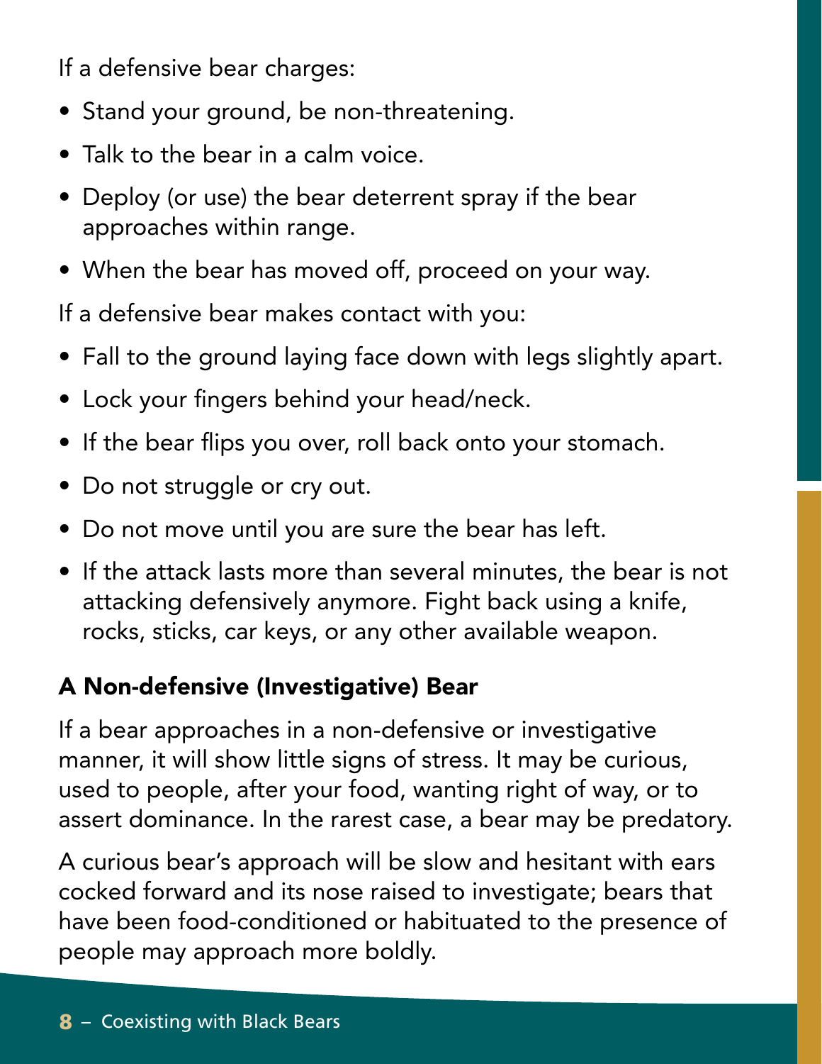If a defensive bear charges:

- Stand your ground, be non-threatening.
- Talk to the bear in a calm voice.
- Deploy (or use) the bear deterrent spray if the bear approaches within range.
- When the bear has moved off, proceed on your way.

If a defensive bear makes contact with you:

- Fall to the ground laying face down with legs slightly apart.
- Lock your fingers behind your head/neck.
- If the bear flips you over, roll back onto your stomach.
- Do not struggle or cry out.
- Do not move until you are sure the bear has left.
- If the attack lasts more than several minutes, the bear is not attacking defensively anymore. Fight back using a knife, rocks, sticks, car keys, or any other available weapon.

## A Non-defensive (Investigative) Bear

If a bear approaches in a non-defensive or investigative manner, it will show little signs of stress. It may be curious, used to people, after your food, wanting right of way, or to assert dominance. In the rarest case, a bear may be predatory.

A curious bear's approach will be slow and hesitant with ears cocked forward and its nose raised to investigate; bears that have been food-conditioned or habituated to the presence of people may approach more boldly.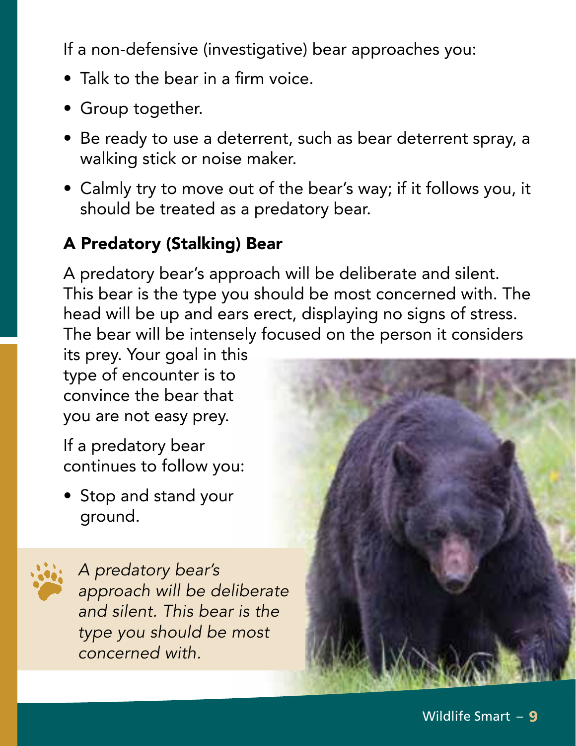If a non-defensive (investigative) bear approaches you:

- Talk to the bear in a firm voice.
- Group together.
- Be ready to use a deterrent, such as bear deterrent spray, a walking stick or noise maker.
- Calmly try to move out of the bear's way; if it follows you, it should be treated as a predatory bear.

## A Predatory (Stalking) Bear

A predatory bear's approach will be deliberate and silent. This bear is the type you should be most concerned with. The head will be up and ears erect, displaying no signs of stress. The bear will be intensely focused on the person it considers its prey. Your goal in this type of encounter is to convince the bear that you are not easy prey.

If a predatory bear continues to follow you:

- Stop and stand your ground.

*A predatory bear's approach will be deliberate and silent. This bear is the type you should be most concerned with.*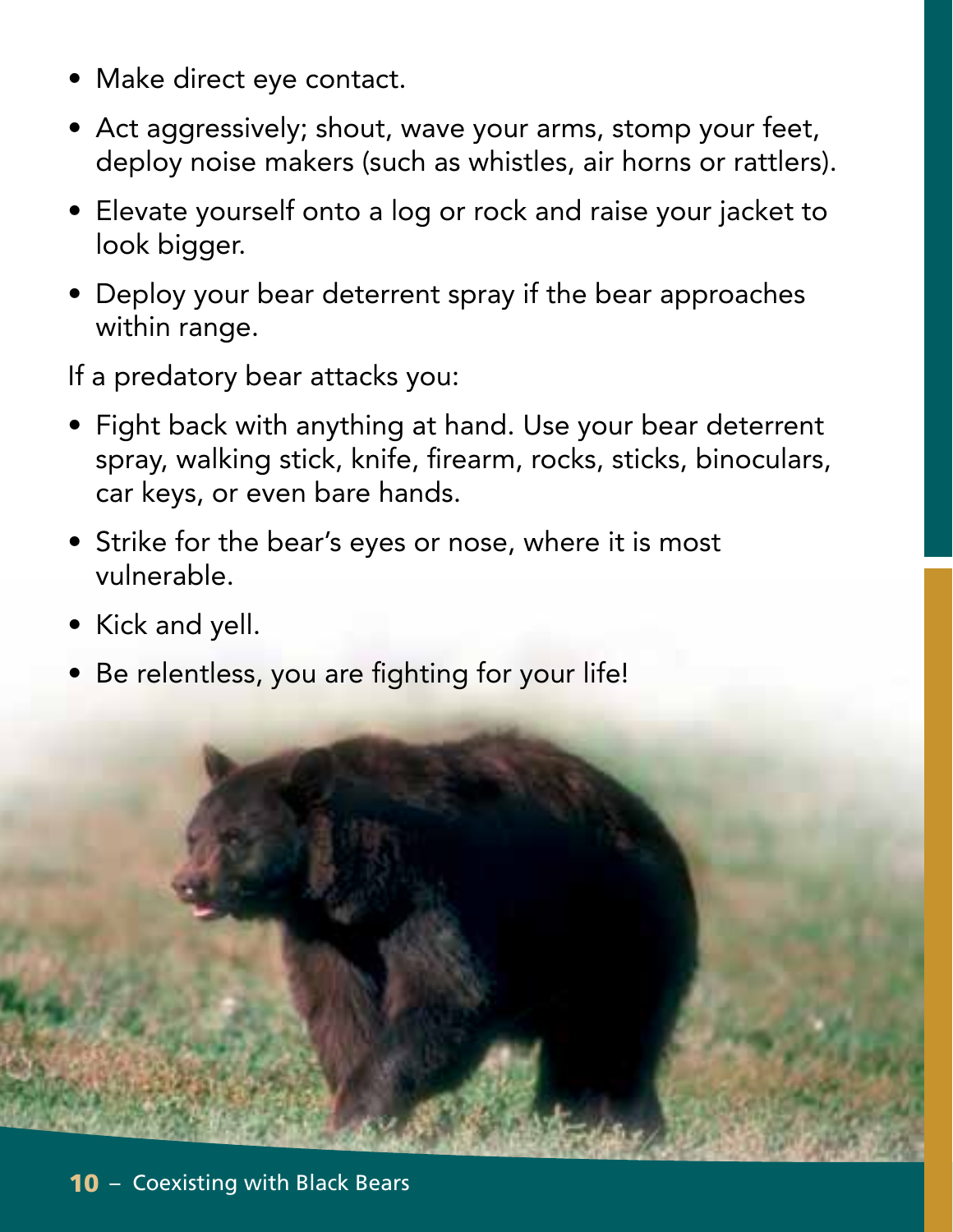- Make direct eye contact.
- Act aggressively; shout, wave your arms, stomp your feet, deploy noise makers (such as whistles, air horns or rattlers).
- Elevate yourself onto a log or rock and raise your jacket to look bigger.
- Deploy your bear deterrent spray if the bear approaches within range.

If a predatory bear attacks you:

- Fight back with anything at hand. Use your bear deterrent spray, walking stick, knife, firearm, rocks, sticks, binoculars, car keys, or even bare hands.
- Strike for the bear's eyes or nose, where it is most vulnerable.
- Kick and yell.
- Be relentless, you are fighting for your life!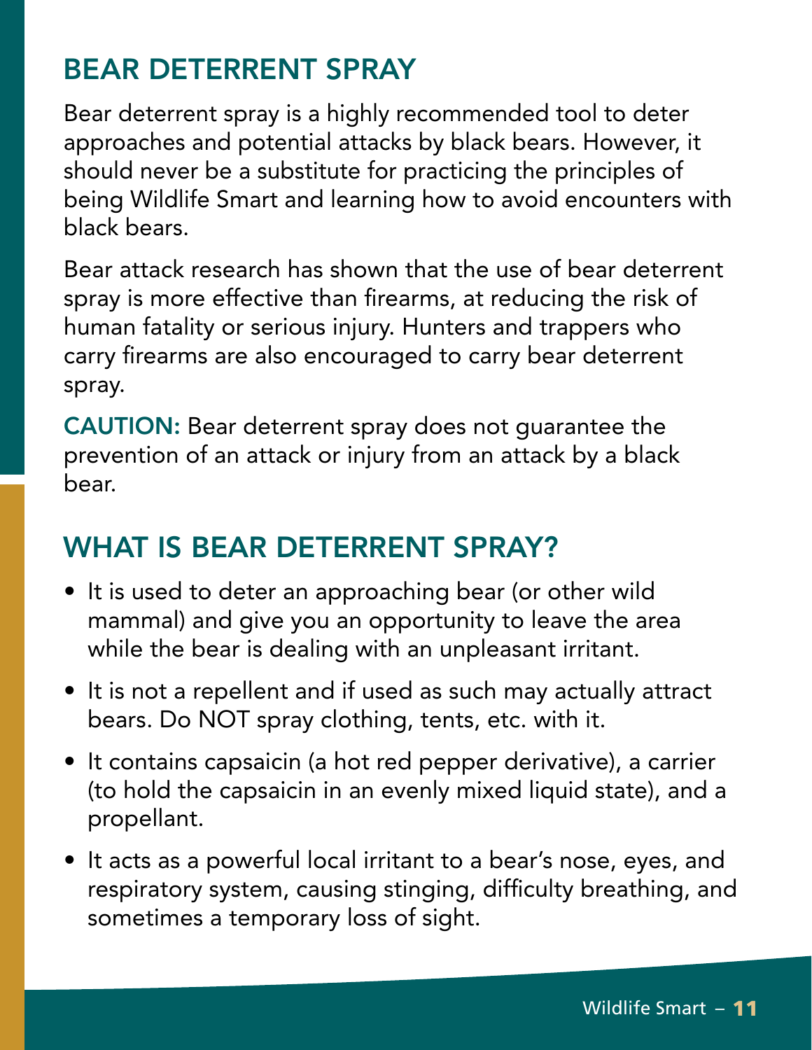## BEAR DETERRENT SPRAY

Bear deterrent spray is a highly recommended tool to deter approaches and potential attacks by black bears. However, it should never be a substitute for practicing the principles of being Wildlife Smart and learning how to avoid encounters with black bears.

Bear attack research has shown that the use of bear deterrent spray is more effective than firearms, at reducing the risk of human fatality or serious injury. Hunters and trappers who carry firearms are also encouraged to carry bear deterrent spray.

**CAUTION:** Bear deterrent spray does not guarantee the prevention of an attack or injury from an attack by a black bear.

## WHAT IS BEAR DETERRENT SPRAY?

- It is used to deter an approaching bear (or other wild mammal) and give you an opportunity to leave the area while the bear is dealing with an unpleasant irritant.
- It is not a repellent and if used as such may actually attract bears. Do NOT spray clothing, tents, etc. with it.
- It contains capsaicin (a hot red pepper derivative), a carrier (to hold the capsaicin in an evenly mixed liquid state), and a propellant.
- It acts as a powerful local irritant to a bear's nose, eyes, and respiratory system, causing stinging, difficulty breathing, and sometimes a temporary loss of sight.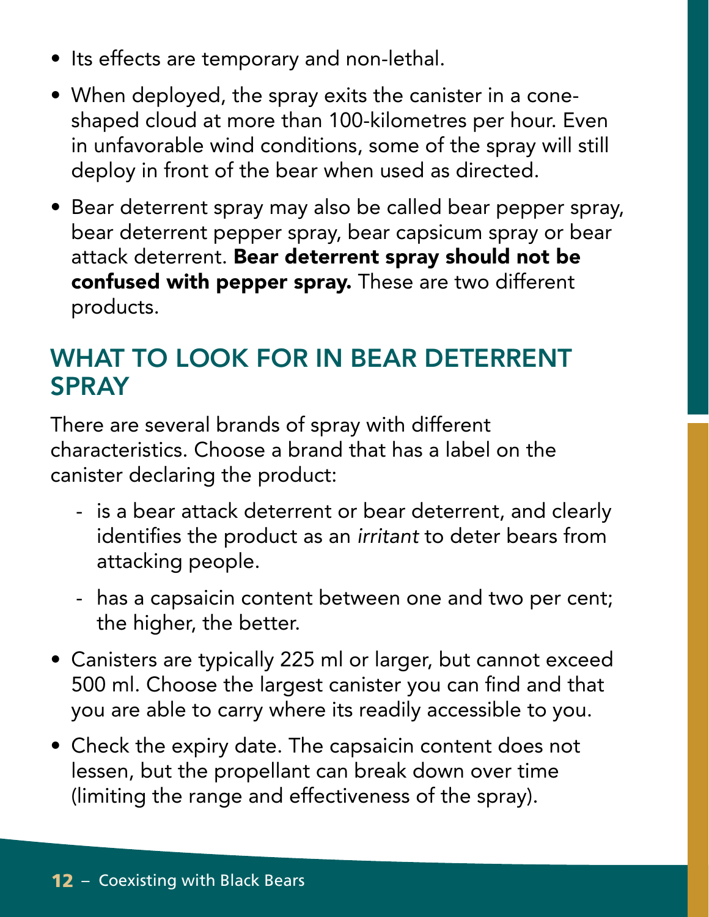- Its effects are temporary and non-lethal.
- When deployed, the spray exits the canister in a cone-shaped cloud at more than 100-kilometres per hour. Even in unfavorable wind conditions, some of the spray will still deploy in front of the bear when used as directed.
- Bear deterrent spray may also be called bear pepper spray, bear deterrent pepper spray, bear capsicum spray or bear attack deterrent. **Bear deterrent spray should not be confused with pepper spray.** These are two different products.

## WHAT TO LOOK FOR IN BEAR DETERRENT SPRAY

There are several brands of spray with different characteristics. Choose a brand that has a label on the canister declaring the product:

  - is a bear attack deterrent or bear deterrent, and clearly identifies the product as an *irritant* to deter bears from attacking people.
  - has a capsaicin content between one and two per cent; the higher, the better.

- Canisters are typically 225 ml or larger, but cannot exceed 500 ml. Choose the largest canister you can find and that you are able to carry where its readily accessible to you.
- Check the expiry date. The capsaicin content does not lessen, but the propellant can break down over time (limiting the range and effectiveness of the spray).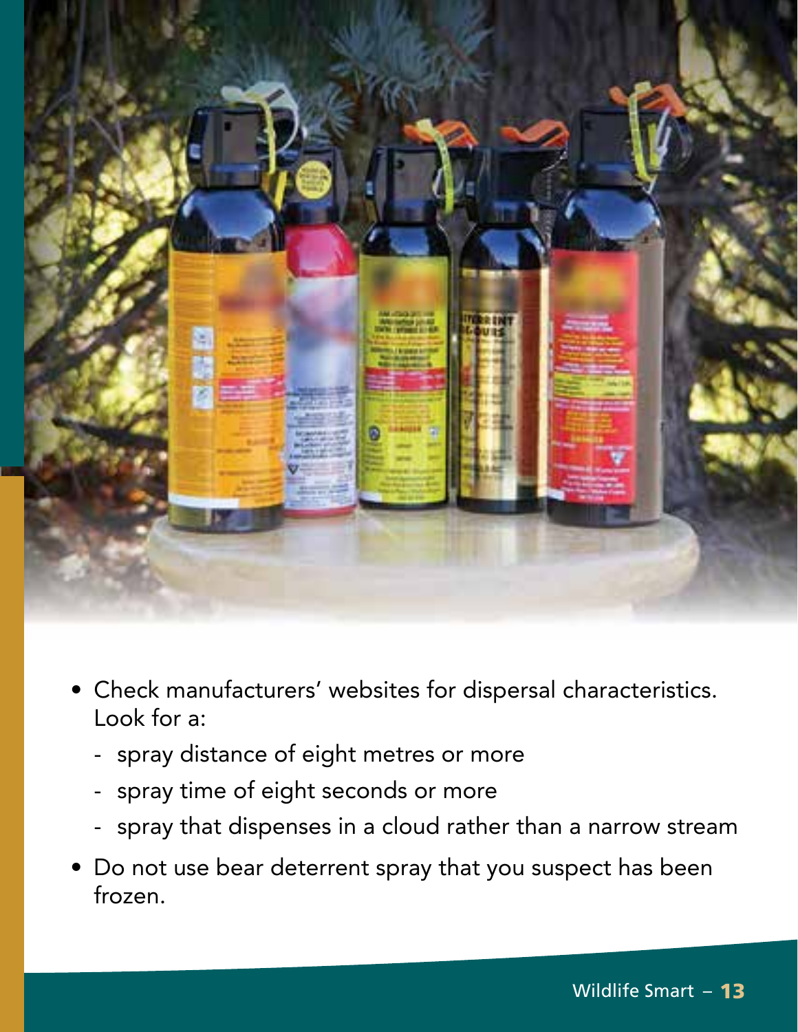- Check manufacturers' websites for dispersal characteristics. Look for a:
  - spray distance of eight metres or more
  - spray time of eight seconds or more
  - spray that dispenses in a cloud rather than a narrow stream
- Do not use bear deterrent spray that you suspect has been frozen.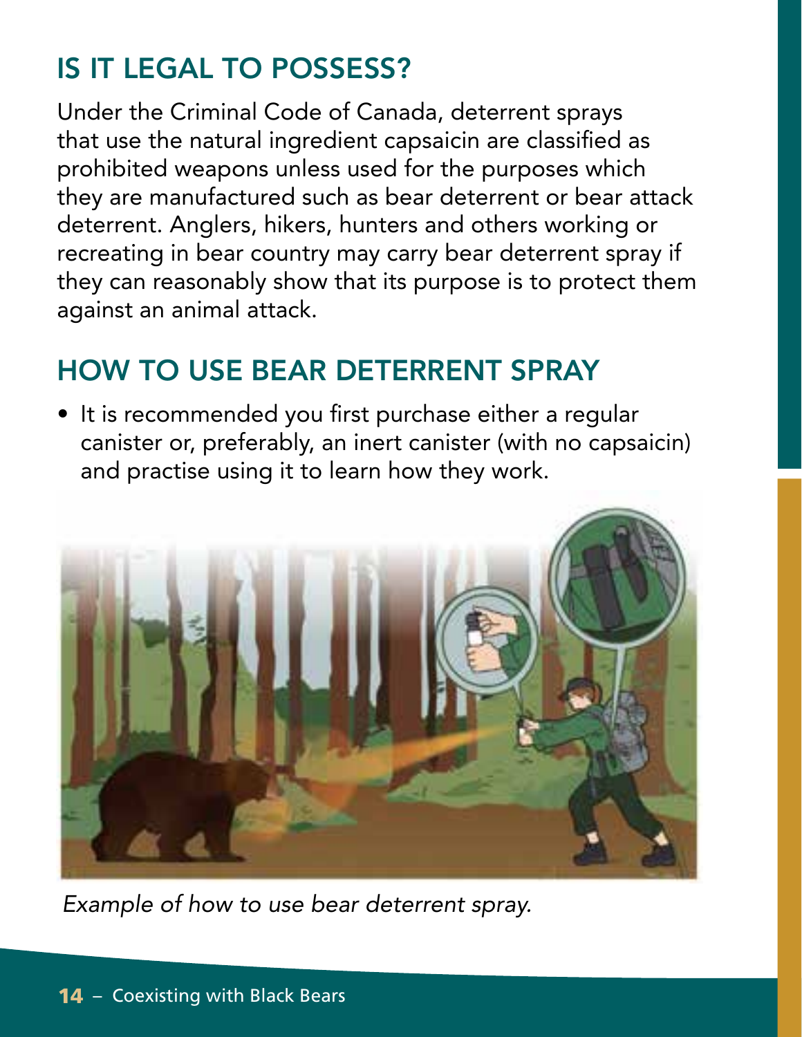## IS IT LEGAL TO POSSESS?

Under the Criminal Code of Canada, deterrent sprays that use the natural ingredient capsaicin are classified as prohibited weapons unless used for the purposes which they are manufactured such as bear deterrent or bear attack deterrent. Anglers, hikers, hunters and others working or recreating in bear country may carry bear deterrent spray if they can reasonably show that its purpose is to protect them against an animal attack.

## HOW TO USE BEAR DETERRENT SPRAY

- It is recommended you first purchase either a regular canister or, preferably, an inert canister (with no capsaicin) and practise using it to learn how they work.

*Example of how to use bear deterrent spray.*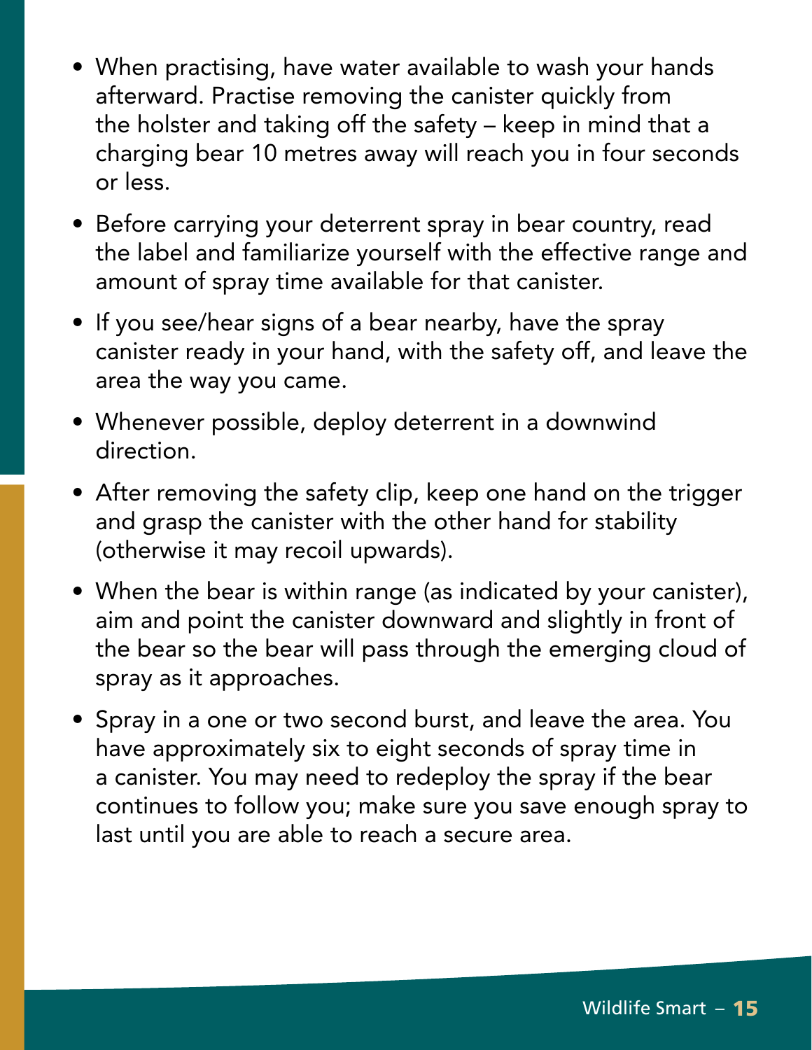- When practising, have water available to wash your hands afterward. Practise removing the canister quickly from the holster and taking off the safety – keep in mind that a charging bear 10 metres away will reach you in four seconds or less.
- Before carrying your deterrent spray in bear country, read the label and familiarize yourself with the effective range and amount of spray time available for that canister.
- If you see/hear signs of a bear nearby, have the spray canister ready in your hand, with the safety off, and leave the area the way you came.
- Whenever possible, deploy deterrent in a downwind direction.
- After removing the safety clip, keep one hand on the trigger and grasp the canister with the other hand for stability (otherwise it may recoil upwards).
- When the bear is within range (as indicated by your canister), aim and point the canister downward and slightly in front of the bear so the bear will pass through the emerging cloud of spray as it approaches.
- Spray in a one or two second burst, and leave the area. You have approximately six to eight seconds of spray time in a canister. You may need to redeploy the spray if the bear continues to follow you; make sure you save enough spray to last until you are able to reach a secure area.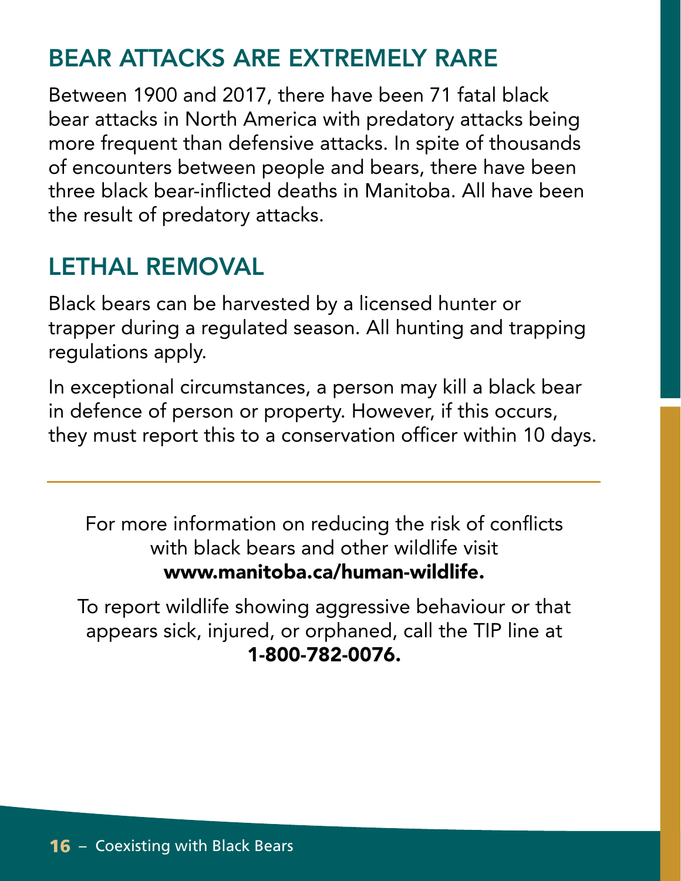## BEAR ATTACKS ARE EXTREMELY RARE

Between 1900 and 2017, there have been 71 fatal black bear attacks in North America with predatory attacks being more frequent than defensive attacks. In spite of thousands of encounters between people and bears, there have been three black bear-inflicted deaths in Manitoba. All have been the result of predatory attacks.

## LETHAL REMOVAL

Black bears can be harvested by a licensed hunter or trapper during a regulated season. All hunting and trapping regulations apply.

In exceptional circumstances, a person may kill a black bear in defence of person or property. However, if this occurs, they must report this to a conservation officer within 10 days.

---

For more information on reducing the risk of conflicts with black bears and other wildlife visit **www.manitoba.ca/human-wildlife.**

To report wildlife showing aggressive behaviour or that appears sick, injured, or orphaned, call the TIP line at **1-800-782-0076.**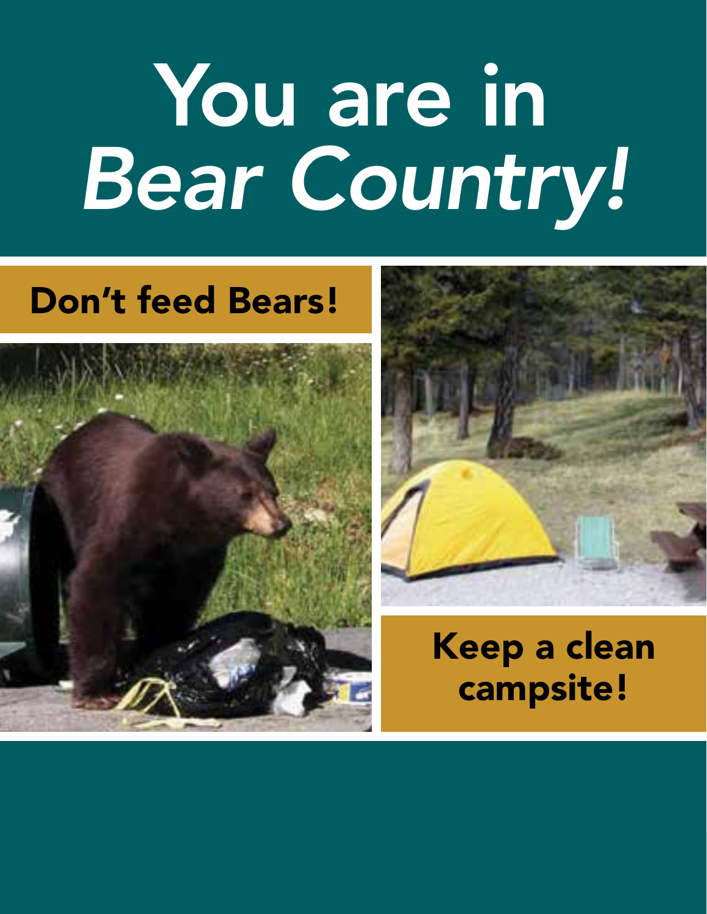# You are in *Bear Country!*

## Don't feed Bears!

## Keep a clean campsite!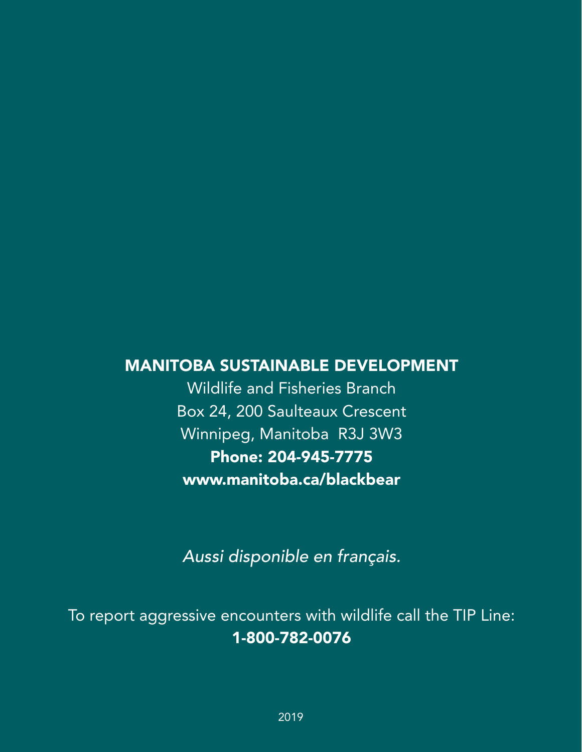**MANITOBA SUSTAINABLE DEVELOPMENT**

Wildlife and Fisheries Branch
Box 24, 200 Saulteaux Crescent
Winnipeg, Manitoba R3J 3W3
**Phone: 204-945-7775**
**www.manitoba.ca/blackbear**

*Aussi disponible en français.*

To report aggressive encounters with wildlife call the TIP Line:
**1-800-782-0076**

2019